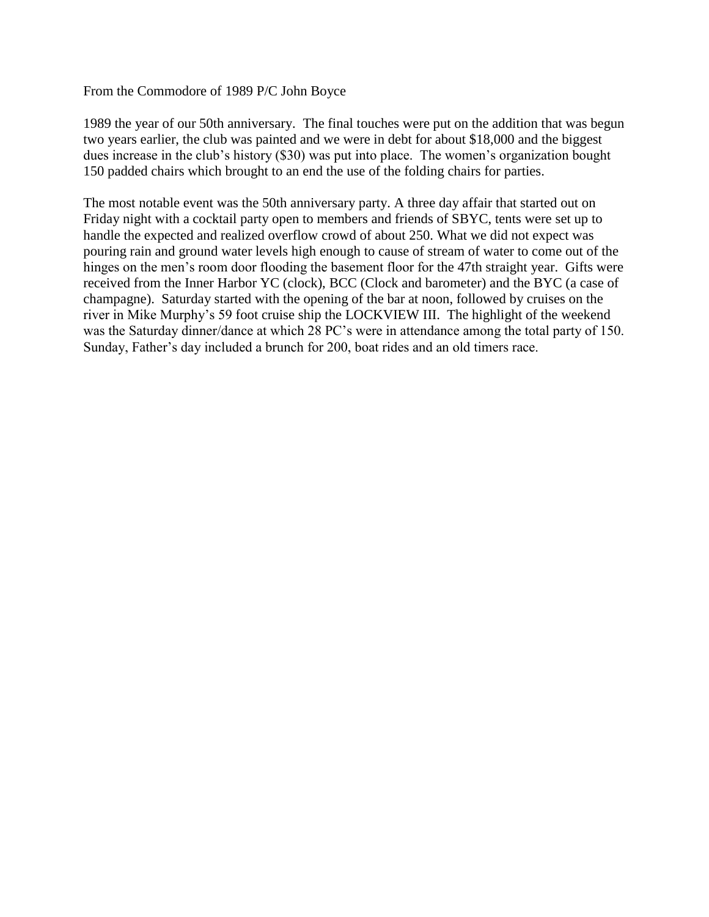From the Commodore of 1989 P/C John Boyce

1989 the year of our 50th anniversary. The final touches were put on the addition that was begun two years earlier, the club was painted and we were in debt for about $18,000 and the biggest dues increase in the club's history ($30) was put into place. The women's organization bought 150 padded chairs which brought to an end the use of the folding chairs for parties.

The most notable event was the 50th anniversary party. A three day affair that started out on Friday night with a cocktail party open to members and friends of SBYC, tents were set up to handle the expected and realized overflow crowd of about 250. What we did not expect was pouring rain and ground water levels high enough to cause of stream of water to come out of the hinges on the men's room door flooding the basement floor for the 47th straight year. Gifts were received from the Inner Harbor YC (clock), BCC (Clock and barometer) and the BYC (a case of champagne). Saturday started with the opening of the bar at noon, followed by cruises on the river in Mike Murphy's 59 foot cruise ship the LOCKVIEW III. The highlight of the weekend was the Saturday dinner/dance at which 28 PC's were in attendance among the total party of 150. Sunday, Father's day included a brunch for 200, boat rides and an old timers race.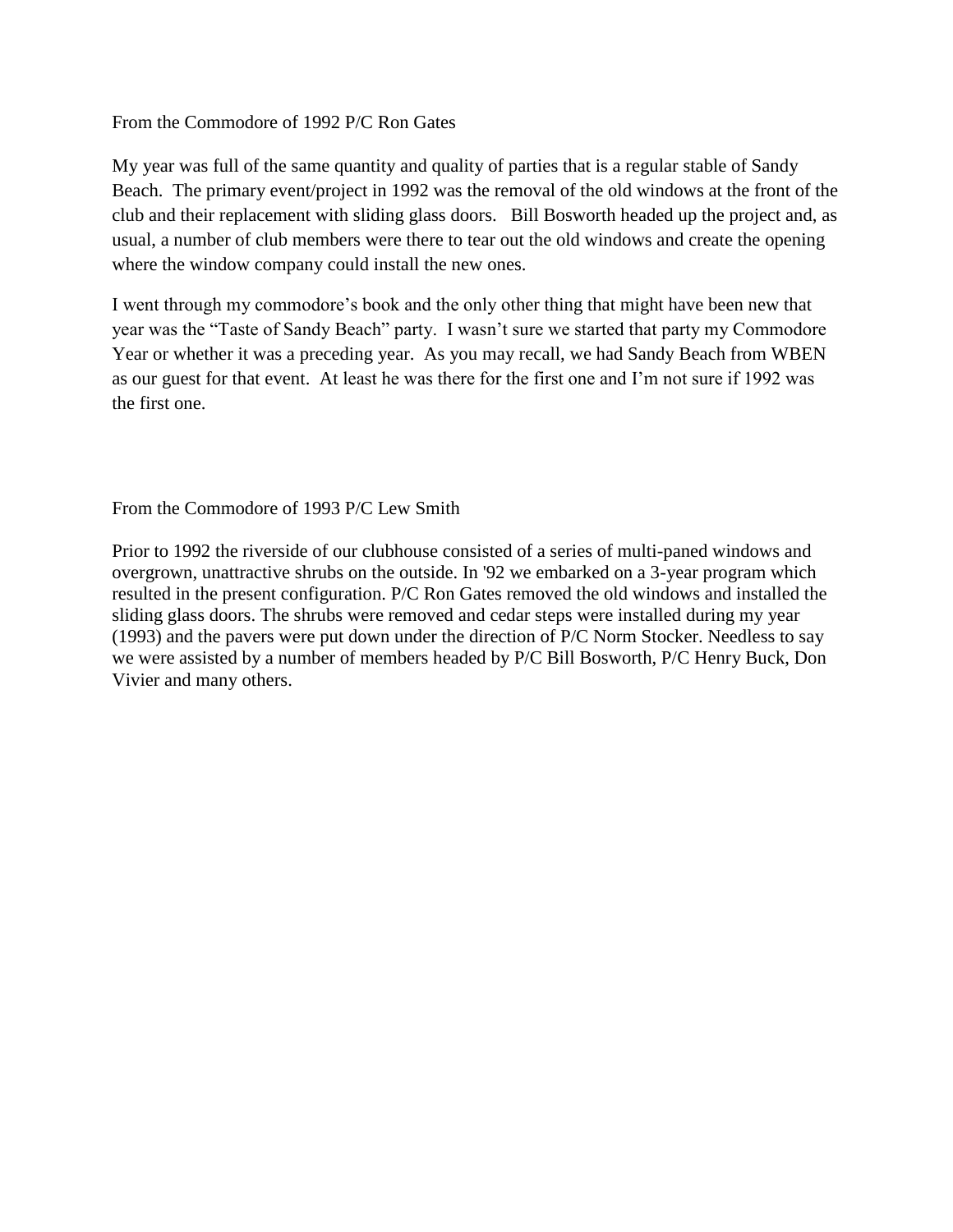From the Commodore of 1992 P/C Ron Gates

My year was full of the same quantity and quality of parties that is a regular stable of Sandy Beach. The primary event/project in 1992 was the removal of the old windows at the front of the club and their replacement with sliding glass doors. Bill Bosworth headed up the project and, as usual, a number of club members were there to tear out the old windows and create the opening where the window company could install the new ones.

I went through my commodore's book and the only other thing that might have been new that year was the "Taste of Sandy Beach" party. I wasn't sure we started that party my Commodore Year or whether it was a preceding year. As you may recall, we had Sandy Beach from WBEN as our guest for that event. At least he was there for the first one and I'm not sure if 1992 was the first one.

From the Commodore of 1993 P/C Lew Smith

Prior to 1992 the riverside of our clubhouse consisted of a series of multi-paned windows and overgrown, unattractive shrubs on the outside. In '92 we embarked on a 3-year program which resulted in the present configuration. P/C Ron Gates removed the old windows and installed the sliding glass doors. The shrubs were removed and cedar steps were installed during my year (1993) and the pavers were put down under the direction of P/C Norm Stocker. Needless to say we were assisted by a number of members headed by P/C Bill Bosworth, P/C Henry Buck, Don Vivier and many others.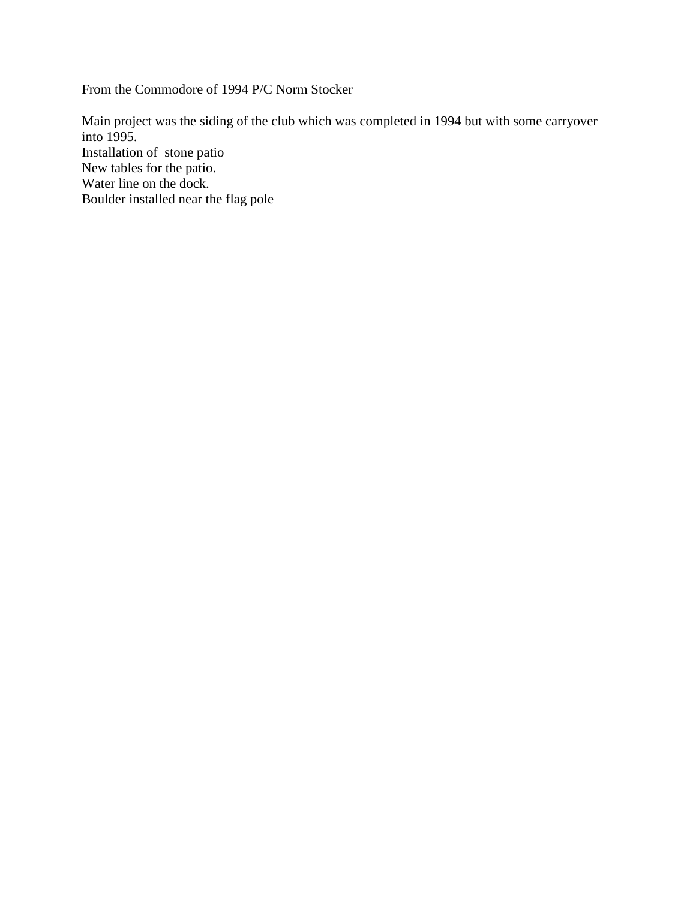From the Commodore of 1994 P/C Norm Stocker

Main project was the siding of the club which was completed in 1994 but with some carryover into 1995.
Installation of stone patio
New tables for the patio.
Water line on the dock.
Boulder installed near the flag pole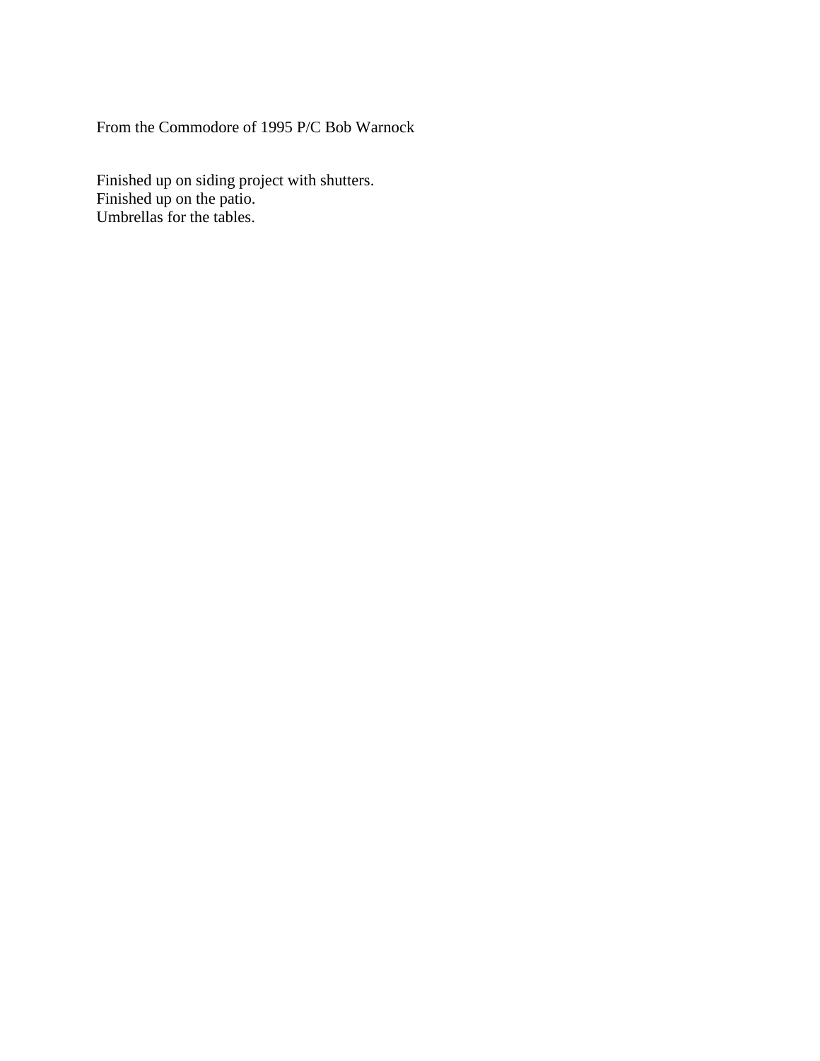From the Commodore of 1995 P/C Bob Warnock

Finished up on siding project with shutters.
Finished up on the patio.
Umbrellas for the tables.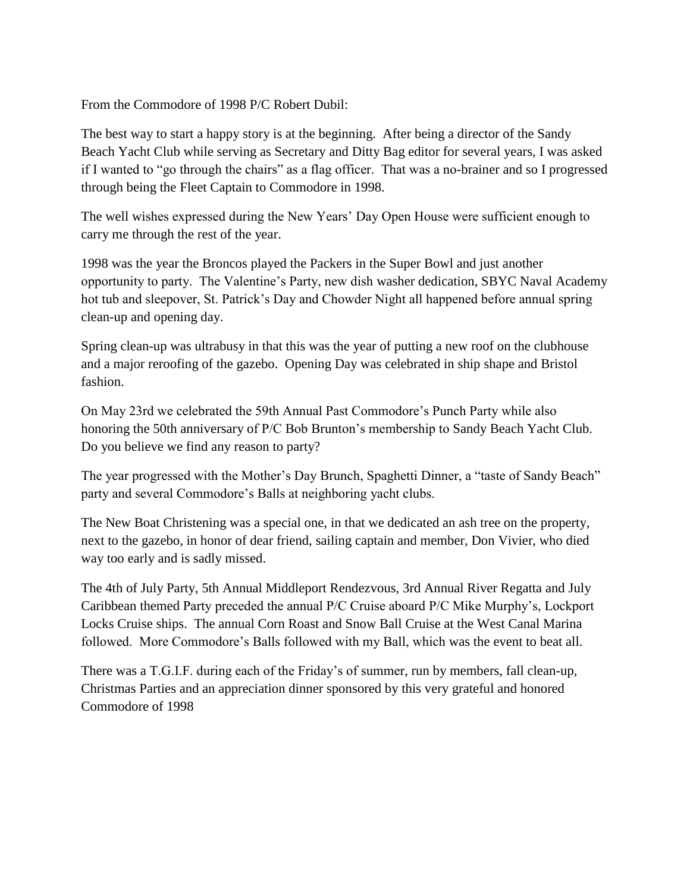From the Commodore of 1998 P/C Robert Dubil:

The best way to start a happy story is at the beginning. After being a director of the Sandy Beach Yacht Club while serving as Secretary and Ditty Bag editor for several years, I was asked if I wanted to "go through the chairs" as a flag officer. That was a no-brainer and so I progressed through being the Fleet Captain to Commodore in 1998.

The well wishes expressed during the New Years' Day Open House were sufficient enough to carry me through the rest of the year.

1998 was the year the Broncos played the Packers in the Super Bowl and just another opportunity to party. The Valentine's Party, new dish washer dedication, SBYC Naval Academy hot tub and sleepover, St. Patrick's Day and Chowder Night all happened before annual spring clean-up and opening day.

Spring clean-up was ultrabusy in that this was the year of putting a new roof on the clubhouse and a major reroofing of the gazebo. Opening Day was celebrated in ship shape and Bristol fashion.

On May 23rd we celebrated the 59th Annual Past Commodore's Punch Party while also honoring the 50th anniversary of P/C Bob Brunton's membership to Sandy Beach Yacht Club. Do you believe we find any reason to party?

The year progressed with the Mother's Day Brunch, Spaghetti Dinner, a "taste of Sandy Beach" party and several Commodore's Balls at neighboring yacht clubs.

The New Boat Christening was a special one, in that we dedicated an ash tree on the property, next to the gazebo, in honor of dear friend, sailing captain and member, Don Vivier, who died way too early and is sadly missed.

The 4th of July Party, 5th Annual Middleport Rendezvous, 3rd Annual River Regatta and July Caribbean themed Party preceded the annual P/C Cruise aboard P/C Mike Murphy's, Lockport Locks Cruise ships. The annual Corn Roast and Snow Ball Cruise at the West Canal Marina followed. More Commodore's Balls followed with my Ball, which was the event to beat all.

There was a T.G.I.F. during each of the Friday's of summer, run by members, fall clean-up, Christmas Parties and an appreciation dinner sponsored by this very grateful and honored Commodore of 1998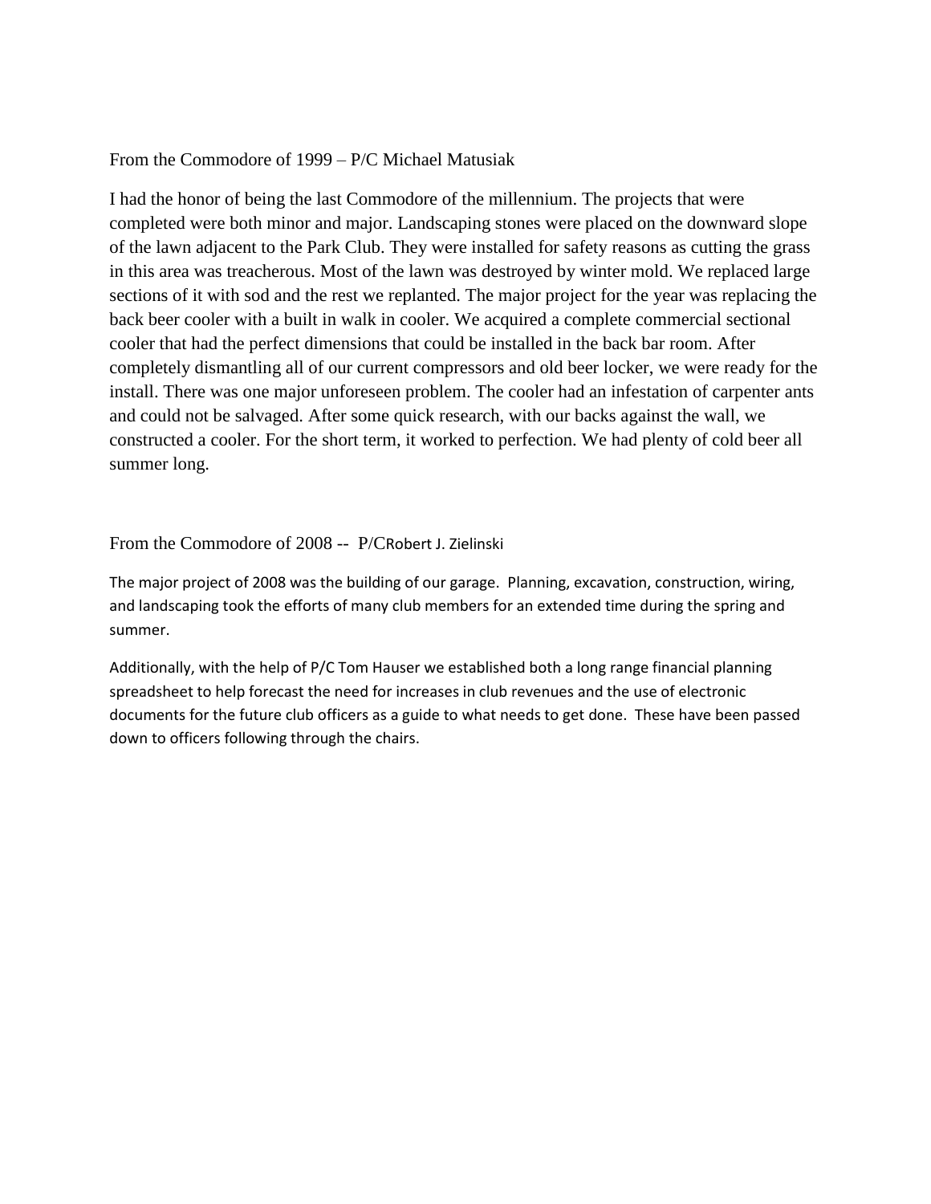From the Commodore of 1999 – P/C Michael Matusiak

I had the honor of being the last Commodore of the millennium. The projects that were completed were both minor and major. Landscaping stones were placed on the downward slope of the lawn adjacent to the Park Club. They were installed for safety reasons as cutting the grass in this area was treacherous. Most of the lawn was destroyed by winter mold. We replaced large sections of it with sod and the rest we replanted. The major project for the year was replacing the back beer cooler with a built in walk in cooler. We acquired a complete commercial sectional cooler that had the perfect dimensions that could be installed in the back bar room. After completely dismantling all of our current compressors and old beer locker, we were ready for the install. There was one major unforeseen problem. The cooler had an infestation of carpenter ants and could not be salvaged. After some quick research, with our backs against the wall, we constructed a cooler. For the short term, it worked to perfection. We had plenty of cold beer all summer long.

From the Commodore of 2008 -- P/CRobert J. Zielinski

The major project of 2008 was the building of our garage. Planning, excavation, construction, wiring, and landscaping took the efforts of many club members for an extended time during the spring and summer.

Additionally, with the help of P/C Tom Hauser we established both a long range financial planning spreadsheet to help forecast the need for increases in club revenues and the use of electronic documents for the future club officers as a guide to what needs to get done. These have been passed down to officers following through the chairs.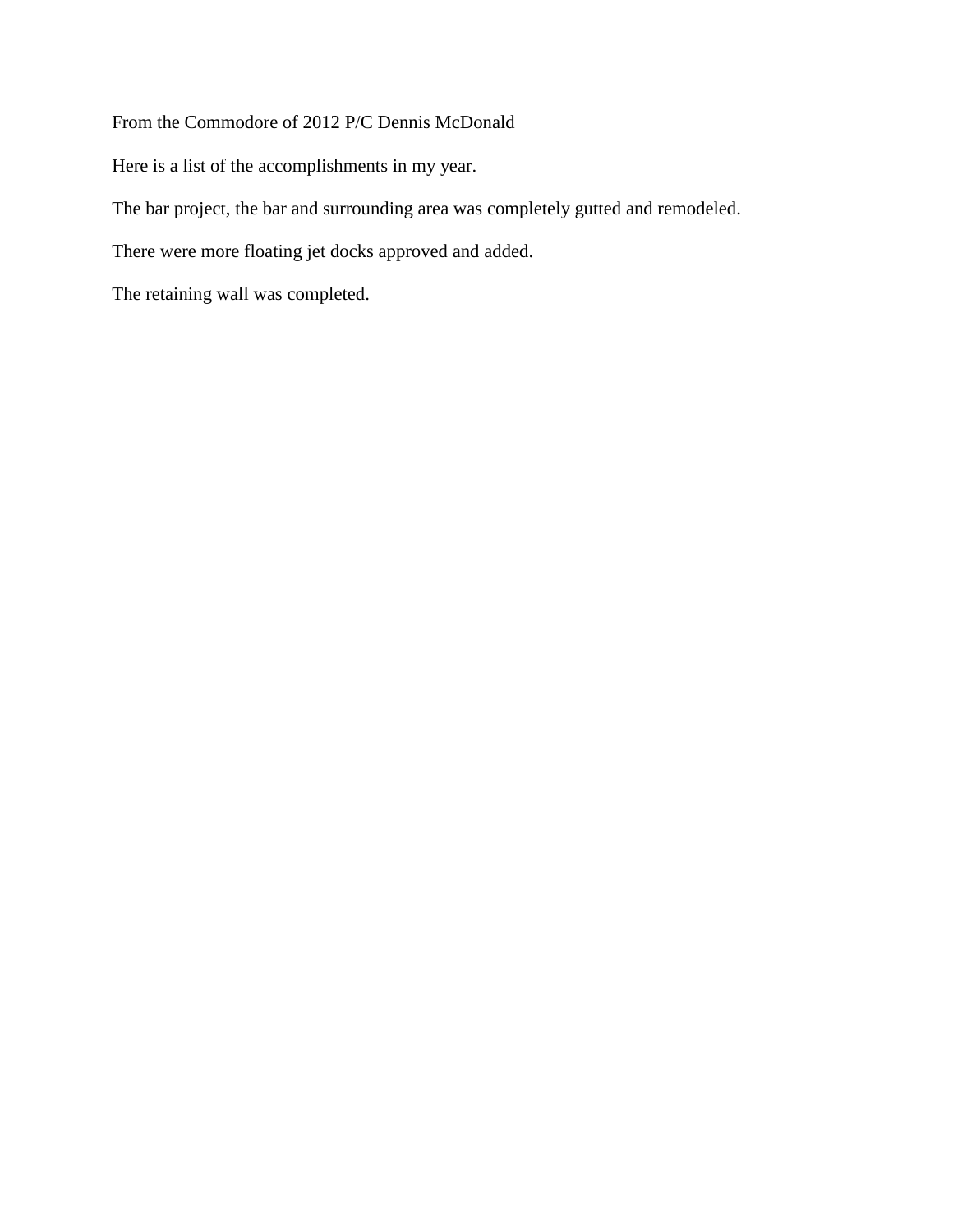From the Commodore of 2012 P/C Dennis McDonald

Here is a list of the accomplishments in my year.

The bar project, the bar and surrounding area was completely gutted and remodeled.

There were more floating jet docks approved and added.

The retaining wall was completed.